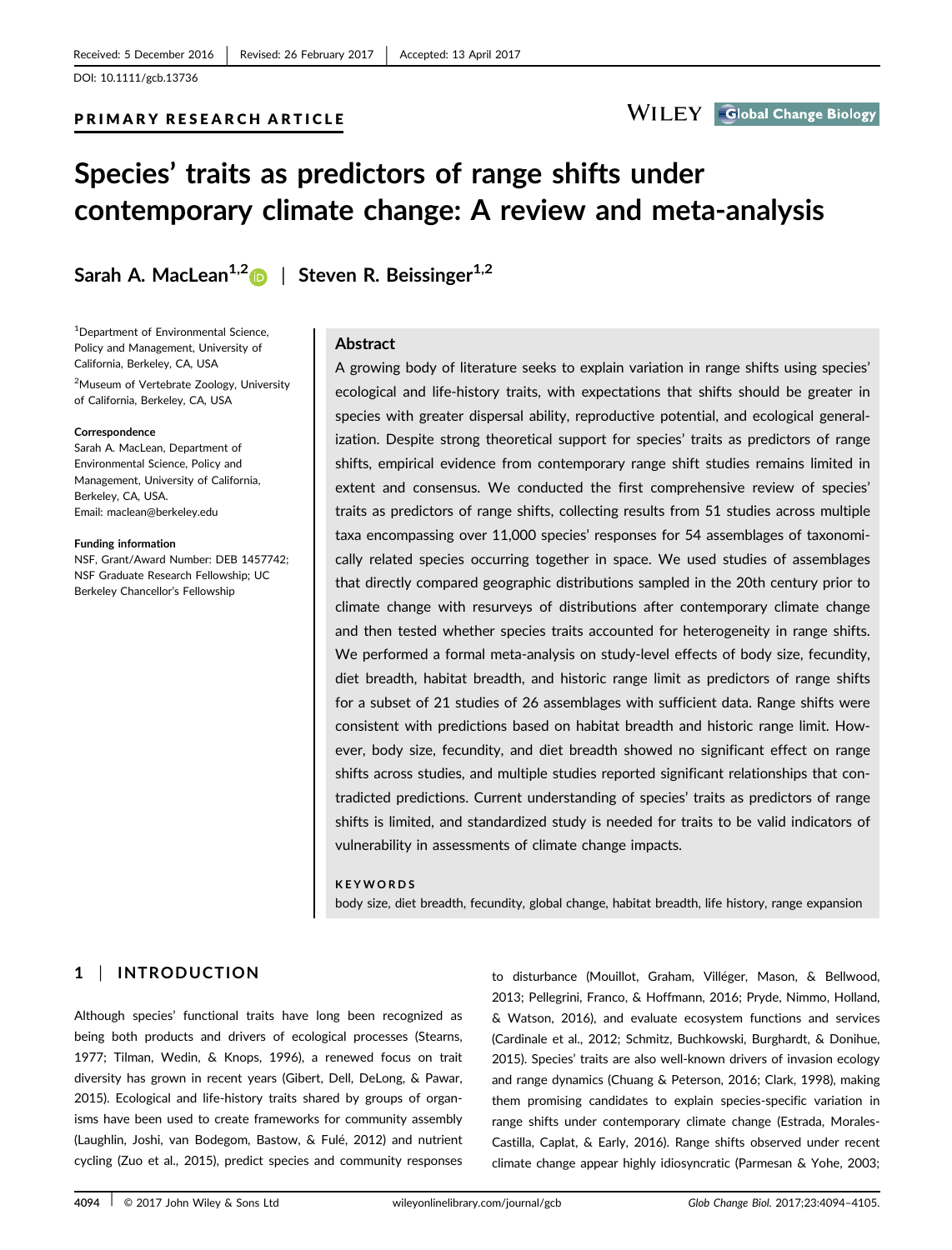Received: 5 December 2016 | Revised: 26 February 2017 | Accepted: 13 April 2017

DOI: 10.1111/gcb.13736

PRIMARY RESEARCH ARTICLE

# Species' traits as predictors of range shifts under contemporary climate change: A review and meta-analysis

Sarah A. MacLean[1,2] | Steven R. Beissinger[1,2]

[1]Department of Environmental Science, Policy and Management, University of California, Berkeley, CA, USA

[2]Museum of Vertebrate Zoology, University of California, Berkeley, CA, USA

**Correspondence**
Sarah A. MacLean, Department of Environmental Science, Policy and Management, University of California, Berkeley, CA, USA.
Email: maclean@berkeley.edu

**Funding information**
NSF, Grant/Award Number: DEB 1457742; NSF Graduate Research Fellowship; UC Berkeley Chancellor's Fellowship

## Abstract

A growing body of literature seeks to explain variation in range shifts using species' ecological and life-history traits, with expectations that shifts should be greater in species with greater dispersal ability, reproductive potential, and ecological generalization. Despite strong theoretical support for species' traits as predictors of range shifts, empirical evidence from contemporary range shift studies remains limited in extent and consensus. We conducted the first comprehensive review of species' traits as predictors of range shifts, collecting results from 51 studies across multiple taxa encompassing over 11,000 species' responses for 54 assemblages of taxonomically related species occurring together in space. We used studies of assemblages that directly compared geographic distributions sampled in the 20th century prior to climate change with resurveys of distributions after contemporary climate change and then tested whether species traits accounted for heterogeneity in range shifts. We performed a formal meta-analysis on study-level effects of body size, fecundity, diet breadth, habitat breadth, and historic range limit as predictors of range shifts for a subset of 21 studies of 26 assemblages with sufficient data. Range shifts were consistent with predictions based on habitat breadth and historic range limit. However, body size, fecundity, and diet breadth showed no significant effect on range shifts across studies, and multiple studies reported significant relationships that contradicted predictions. Current understanding of species' traits as predictors of range shifts is limited, and standardized study is needed for traits to be valid indicators of vulnerability in assessments of climate change impacts.

**KEYWORDS**

body size, diet breadth, fecundity, global change, habitat breadth, life history, range expansion

## 1 | INTRODUCTION

Although species' functional traits have long been recognized as being both products and drivers of ecological processes (Stearns, 1977; Tilman, Wedin, & Knops, 1996), a renewed focus on trait diversity has grown in recent years (Gibert, Dell, DeLong, & Pawar, 2015). Ecological and life-history traits shared by groups of organisms have been used to create frameworks for community assembly (Laughlin, Joshi, van Bodegom, Bastow, & Fulé, 2012) and nutrient cycling (Zuo et al., 2015), predict species and community responses to disturbance (Mouillot, Graham, Villéger, Mason, & Bellwood, 2013; Pellegrini, Franco, & Hoffmann, 2016; Pryde, Nimmo, Holland, & Watson, 2016), and evaluate ecosystem functions and services (Cardinale et al., 2012; Schmitz, Buchkowski, Burghardt, & Donihue, 2015). Species' traits are also well-known drivers of invasion ecology and range dynamics (Chuang & Peterson, 2016; Clark, 1998), making them promising candidates to explain species-specific variation in range shifts under contemporary climate change (Estrada, Morales-Castilla, Caplat, & Early, 2016). Range shifts observed under recent climate change appear highly idiosyncratic (Parmesan & Yohe, 2003;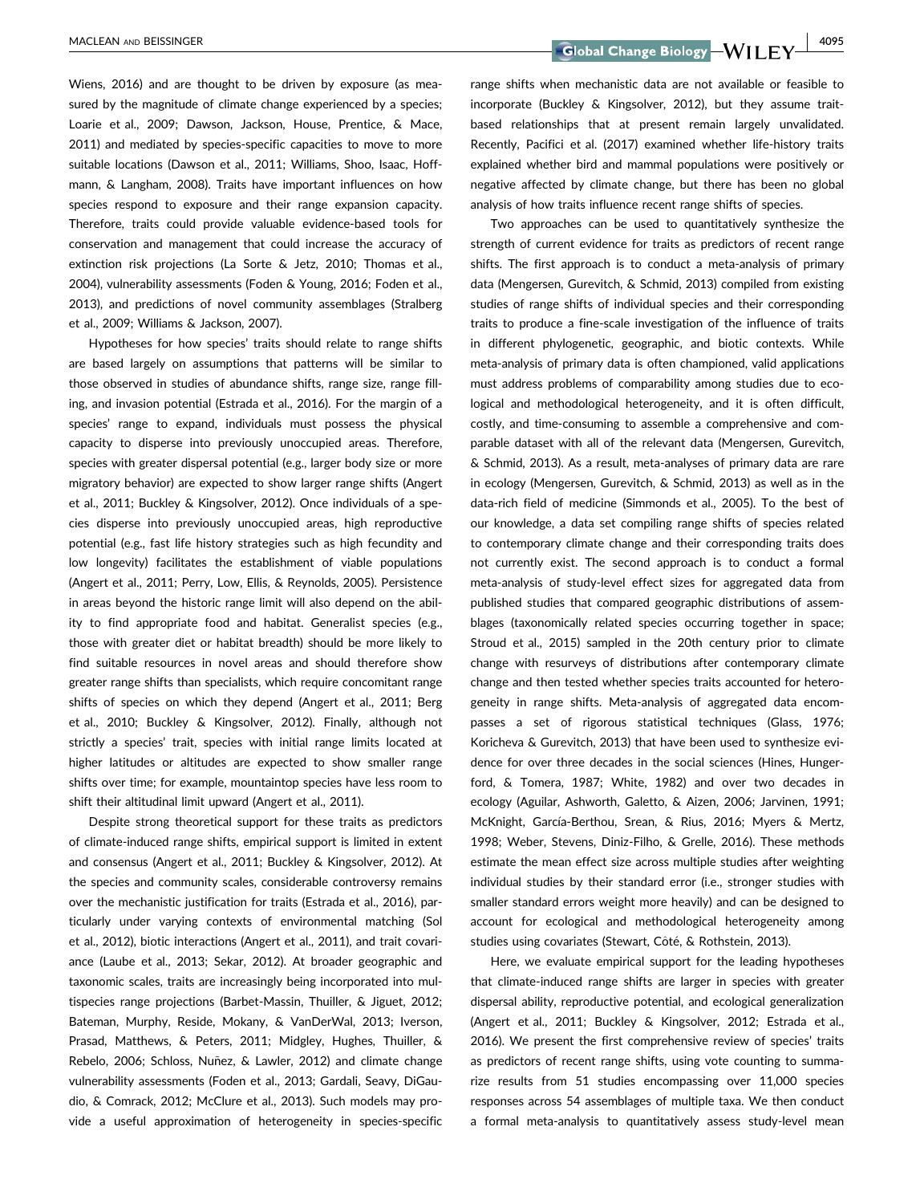Wiens, 2016) and are thought to be driven by exposure (as measured by the magnitude of climate change experienced by a species; Loarie et al., 2009; Dawson, Jackson, House, Prentice, & Mace, 2011) and mediated by species-specific capacities to move to more suitable locations (Dawson et al., 2011; Williams, Shoo, Isaac, Hoffmann, & Langham, 2008). Traits have important influences on how species respond to exposure and their range expansion capacity. Therefore, traits could provide valuable evidence-based tools for conservation and management that could increase the accuracy of extinction risk projections (La Sorte & Jetz, 2010; Thomas et al., 2004), vulnerability assessments (Foden & Young, 2016; Foden et al., 2013), and predictions of novel community assemblages (Stralberg et al., 2009; Williams & Jackson, 2007).

Hypotheses for how species' traits should relate to range shifts are based largely on assumptions that patterns will be similar to those observed in studies of abundance shifts, range size, range filling, and invasion potential (Estrada et al., 2016). For the margin of a species' range to expand, individuals must possess the physical capacity to disperse into previously unoccupied areas. Therefore, species with greater dispersal potential (e.g., larger body size or more migratory behavior) are expected to show larger range shifts (Angert et al., 2011; Buckley & Kingsolver, 2012). Once individuals of a species disperse into previously unoccupied areas, high reproductive potential (e.g., fast life history strategies such as high fecundity and low longevity) facilitates the establishment of viable populations (Angert et al., 2011; Perry, Low, Ellis, & Reynolds, 2005). Persistence in areas beyond the historic range limit will also depend on the ability to find appropriate food and habitat. Generalist species (e.g., those with greater diet or habitat breadth) should be more likely to find suitable resources in novel areas and should therefore show greater range shifts than specialists, which require concomitant range shifts of species on which they depend (Angert et al., 2011; Berg et al., 2010; Buckley & Kingsolver, 2012). Finally, although not strictly a species' trait, species with initial range limits located at higher latitudes or altitudes are expected to show smaller range shifts over time; for example, mountaintop species have less room to shift their altitudinal limit upward (Angert et al., 2011).

Despite strong theoretical support for these traits as predictors of climate-induced range shifts, empirical support is limited in extent and consensus (Angert et al., 2011; Buckley & Kingsolver, 2012). At the species and community scales, considerable controversy remains over the mechanistic justification for traits (Estrada et al., 2016), particularly under varying contexts of environmental matching (Sol et al., 2012), biotic interactions (Angert et al., 2011), and trait covariance (Laube et al., 2013; Sekar, 2012). At broader geographic and taxonomic scales, traits are increasingly being incorporated into multispecies range projections (Barbet-Massin, Thuiller, & Jiguet, 2012; Bateman, Murphy, Reside, Mokany, & VanDerWal, 2013; Iverson, Prasad, Matthews, & Peters, 2011; Midgley, Hughes, Thuiller, & Rebelo, 2006; Schloss, Nuñez, & Lawler, 2012) and climate change vulnerability assessments (Foden et al., 2013; Gardali, Seavy, DiGaudio, & Comrack, 2012; McClure et al., 2013). Such models may provide a useful approximation of heterogeneity in species-specific range shifts when mechanistic data are not available or feasible to incorporate (Buckley & Kingsolver, 2012), but they assume trait-based relationships that at present remain largely unvalidated. Recently, Pacifici et al. (2017) examined whether life-history traits explained whether bird and mammal populations were positively or negative affected by climate change, but there has been no global analysis of how traits influence recent range shifts of species.

Two approaches can be used to quantitatively synthesize the strength of current evidence for traits as predictors of recent range shifts. The first approach is to conduct a meta-analysis of primary data (Mengersen, Gurevitch, & Schmid, 2013) compiled from existing studies of range shifts of individual species and their corresponding traits to produce a fine-scale investigation of the influence of traits in different phylogenetic, geographic, and biotic contexts. While meta-analysis of primary data is often championed, valid applications must address problems of comparability among studies due to ecological and methodological heterogeneity, and it is often difficult, costly, and time-consuming to assemble a comprehensive and comparable dataset with all of the relevant data (Mengersen, Gurevitch, & Schmid, 2013). As a result, meta-analyses of primary data are rare in ecology (Mengersen, Gurevitch, & Schmid, 2013) as well as in the data-rich field of medicine (Simmonds et al., 2005). To the best of our knowledge, a data set compiling range shifts of species related to contemporary climate change and their corresponding traits does not currently exist. The second approach is to conduct a formal meta-analysis of study-level effect sizes for aggregated data from published studies that compared geographic distributions of assemblages (taxonomically related species occurring together in space; Stroud et al., 2015) sampled in the 20th century prior to climate change with resurveys of distributions after contemporary climate change and then tested whether species traits accounted for heterogeneity in range shifts. Meta-analysis of aggregated data encompasses a set of rigorous statistical techniques (Glass, 1976; Koricheva & Gurevitch, 2013) that have been used to synthesize evidence for over three decades in the social sciences (Hines, Hungerford, & Tomera, 1987; White, 1982) and over two decades in ecology (Aguilar, Ashworth, Galetto, & Aizen, 2006; Jarvinen, 1991; McKnight, García-Berthou, Srean, & Rius, 2016; Myers & Mertz, 1998; Weber, Stevens, Diniz-Filho, & Grelle, 2016). These methods estimate the mean effect size across multiple studies after weighting individual studies by their standard error (i.e., stronger studies with smaller standard errors weight more heavily) and can be designed to account for ecological and methodological heterogeneity among studies using covariates (Stewart, Côté, & Rothstein, 2013).

Here, we evaluate empirical support for the leading hypotheses that climate-induced range shifts are larger in species with greater dispersal ability, reproductive potential, and ecological generalization (Angert et al., 2011; Buckley & Kingsolver, 2012; Estrada et al., 2016). We present the first comprehensive review of species' traits as predictors of recent range shifts, using vote counting to summarize results from 51 studies encompassing over 11,000 species responses across 54 assemblages of multiple taxa. We then conduct a formal meta-analysis to quantitatively assess study-level mean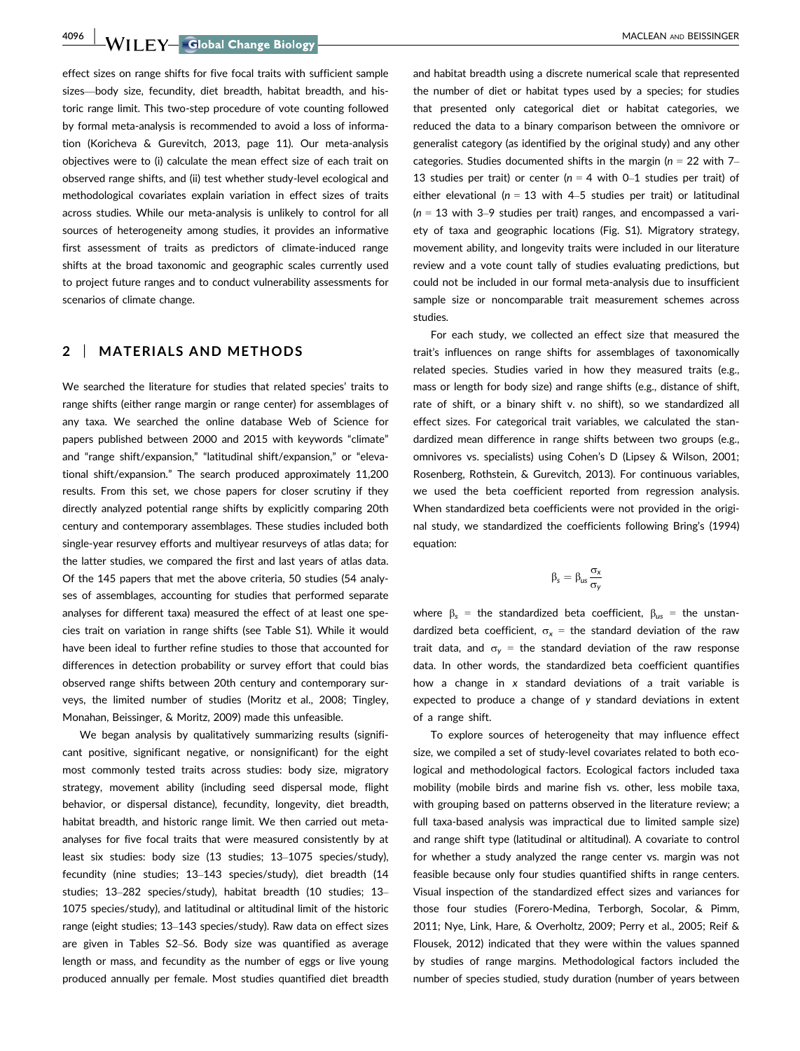effect sizes on range shifts for five focal traits with sufficient sample sizes—body size, fecundity, diet breadth, habitat breadth, and historic range limit. This two-step procedure of vote counting followed by formal meta-analysis is recommended to avoid a loss of information (Koricheva & Gurevitch, 2013, page 11). Our meta-analysis objectives were to (i) calculate the mean effect size of each trait on observed range shifts, and (ii) test whether study-level ecological and methodological covariates explain variation in effect sizes of traits across studies. While our meta-analysis is unlikely to control for all sources of heterogeneity among studies, it provides an informative first assessment of traits as predictors of climate-induced range shifts at the broad taxonomic and geographic scales currently used to project future ranges and to conduct vulnerability assessments for scenarios of climate change.

## 2 | MATERIALS AND METHODS

We searched the literature for studies that related species' traits to range shifts (either range margin or range center) for assemblages of any taxa. We searched the online database Web of Science for papers published between 2000 and 2015 with keywords "climate" and "range shift/expansion," "latitudinal shift/expansion," or "elevational shift/expansion." The search produced approximately 11,200 results. From this set, we chose papers for closer scrutiny if they directly analyzed potential range shifts by explicitly comparing 20th century and contemporary assemblages. These studies included both single-year resurvey efforts and multiyear resurveys of atlas data; for the latter studies, we compared the first and last years of atlas data. Of the 145 papers that met the above criteria, 50 studies (54 analyses of assemblages, accounting for studies that performed separate analyses for different taxa) measured the effect of at least one species trait on variation in range shifts (see Table S1). While it would have been ideal to further refine studies to those that accounted for differences in detection probability or survey effort that could bias observed range shifts between 20th century and contemporary surveys, the limited number of studies (Moritz et al., 2008; Tingley, Monahan, Beissinger, & Moritz, 2009) made this unfeasible.

We began analysis by qualitatively summarizing results (significant positive, significant negative, or nonsignificant) for the eight most commonly tested traits across studies: body size, migratory strategy, movement ability (including seed dispersal mode, flight behavior, or dispersal distance), fecundity, longevity, diet breadth, habitat breadth, and historic range limit. We then carried out meta-analyses for five focal traits that were measured consistently by at least six studies: body size (13 studies; 13–1075 species/study), fecundity (nine studies; 13–143 species/study), diet breadth (14 studies; 13–282 species/study), habitat breadth (10 studies; 13–1075 species/study), and latitudinal or altitudinal limit of the historic range (eight studies; 13–143 species/study). Raw data on effect sizes are given in Tables S2–S6. Body size was quantified as average length or mass, and fecundity as the number of eggs or live young produced annually per female. Most studies quantified diet breadth and habitat breadth using a discrete numerical scale that represented the number of diet or habitat types used by a species; for studies that presented only categorical diet or habitat categories, we reduced the data to a binary comparison between the omnivore or generalist category (as identified by the original study) and any other categories. Studies documented shifts in the margin ($n$ = 22 with 7–13 studies per trait) or center ($n$ = 4 with 0–1 studies per trait) of either elevational ($n$ = 13 with 4–5 studies per trait) or latitudinal ($n$ = 13 with 3–9 studies per trait) ranges, and encompassed a variety of taxa and geographic locations (Fig. S1). Migratory strategy, movement ability, and longevity traits were included in our literature review and a vote count tally of studies evaluating predictions, but could not be included in our formal meta-analysis due to insufficient sample size or noncomparable trait measurement schemes across studies.

For each study, we collected an effect size that measured the trait's influences on range shifts for assemblages of taxonomically related species. Studies varied in how they measured traits (e.g., mass or length for body size) and range shifts (e.g., distance of shift, rate of shift, or a binary shift v. no shift), so we standardized all effect sizes. For categorical trait variables, we calculated the standardized mean difference in range shifts between two groups (e.g., omnivores vs. specialists) using Cohen's D (Lipsey & Wilson, 2001; Rosenberg, Rothstein, & Gurevitch, 2013). For continuous variables, we used the beta coefficient reported from regression analysis. When standardized beta coefficients were not provided in the original study, we standardized the coefficients following Bring's (1994) equation:

$$\beta_s = \beta_{us}\frac{\sigma_x}{\sigma_y}$$

where $\beta_s$ = the standardized beta coefficient, $\beta_{us}$ = the unstandardized beta coefficient, $\sigma_x$ = the standard deviation of the raw trait data, and $\sigma_y$ = the standard deviation of the raw response data. In other words, the standardized beta coefficient quantifies how a change in $x$ standard deviations of a trait variable is expected to produce a change of $y$ standard deviations in extent of a range shift.

To explore sources of heterogeneity that may influence effect size, we compiled a set of study-level covariates related to both ecological and methodological factors. Ecological factors included taxa mobility (mobile birds and marine fish vs. other, less mobile taxa, with grouping based on patterns observed in the literature review; a full taxa-based analysis was impractical due to limited sample size) and range shift type (latitudinal or altitudinal). A covariate to control for whether a study analyzed the range center vs. margin was not feasible because only four studies quantified shifts in range centers. Visual inspection of the standardized effect sizes and variances for those four studies (Forero-Medina, Terborgh, Socolar, & Pimm, 2011; Nye, Link, Hare, & Overholtz, 2009; Perry et al., 2005; Reif & Flousek, 2012) indicated that they were within the values spanned by studies of range margins. Methodological factors included the number of species studied, study duration (number of years between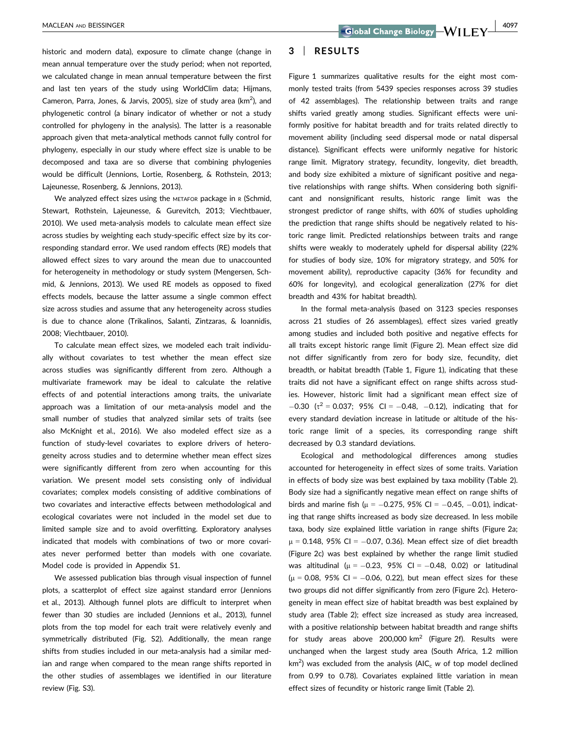historic and modern data), exposure to climate change (change in mean annual temperature over the study period; when not reported, we calculated change in mean annual temperature between the first and last ten years of the study using WorldClim data; Hijmans, Cameron, Parra, Jones, & Jarvis, 2005), size of study area (km$^2$), and phylogenetic control (a binary indicator of whether or not a study controlled for phylogeny in the analysis). The latter is a reasonable approach given that meta-analytical methods cannot fully control for phylogeny, especially in our study where effect size is unable to be decomposed and taxa are so diverse that combining phylogenies would be difficult (Jennions, Lortie, Rosenberg, & Rothstein, 2013; Lajeunesse, Rosenberg, & Jennions, 2013).

We analyzed effect sizes using the METAFOR package in R (Schmid, Stewart, Rothstein, Lajeunesse, & Gurevitch, 2013; Viechtbauer, 2010). We used meta-analysis models to calculate mean effect size across studies by weighting each study-specific effect size by its corresponding standard error. We used random effects (RE) models that allowed effect sizes to vary around the mean due to unaccounted for heterogeneity in methodology or study system (Mengersen, Schmid, & Jennions, 2013). We used RE models as opposed to fixed effects models, because the latter assume a single common effect size across studies and assume that any heterogeneity across studies is due to chance alone (Trikalinos, Salanti, Zintzaras, & Ioannidis, 2008; Viechtbauer, 2010).

To calculate mean effect sizes, we modeled each trait individually without covariates to test whether the mean effect size across studies was significantly different from zero. Although a multivariate framework may be ideal to calculate the relative effects of and potential interactions among traits, the univariate approach was a limitation of our meta-analysis model and the small number of studies that analyzed similar sets of traits (see also McKnight et al., 2016). We also modeled effect size as a function of study-level covariates to explore drivers of heterogeneity across studies and to determine whether mean effect sizes were significantly different from zero when accounting for this variation. We present model sets consisting only of individual covariates; complex models consisting of additive combinations of two covariates and interactive effects between methodological and ecological covariates were not included in the model set due to limited sample size and to avoid overfitting. Exploratory analyses indicated that models with combinations of two or more covariates never performed better than models with one covariate. Model code is provided in Appendix S1.

We assessed publication bias through visual inspection of funnel plots, a scatterplot of effect size against standard error (Jennions et al., 2013). Although funnel plots are difficult to interpret when fewer than 30 studies are included (Jennions et al., 2013), funnel plots from the top model for each trait were relatively evenly and symmetrically distributed (Fig. S2). Additionally, the mean range shifts from studies included in our meta-analysis had a similar median and range when compared to the mean range shifts reported in the other studies of assemblages we identified in our literature review (Fig. S3).

## 3 | RESULTS

Figure 1 summarizes qualitative results for the eight most commonly tested traits (from 5439 species responses across 39 studies of 42 assemblages). The relationship between traits and range shifts varied greatly among studies. Significant effects were uniformly positive for habitat breadth and for traits related directly to movement ability (including seed dispersal mode or natal dispersal distance). Significant effects were uniformly negative for historic range limit. Migratory strategy, fecundity, longevity, diet breadth, and body size exhibited a mixture of significant positive and negative relationships with range shifts. When considering both significant and nonsignificant results, historic range limit was the strongest predictor of range shifts, with 60% of studies upholding the prediction that range shifts should be negatively related to historic range limit. Predicted relationships between traits and range shifts were weakly to moderately upheld for dispersal ability (22% for studies of body size, 10% for migratory strategy, and 50% for movement ability), reproductive capacity (36% for fecundity and 60% for longevity), and ecological generalization (27% for diet breadth and 43% for habitat breadth).

In the formal meta-analysis (based on 3123 species responses across 21 studies of 26 assemblages), effect sizes varied greatly among studies and included both positive and negative effects for all traits except historic range limit (Figure 2). Mean effect size did not differ significantly from zero for body size, fecundity, diet breadth, or habitat breadth (Table 1, Figure 1), indicating that these traits did not have a significant effect on range shifts across studies. However, historic limit had a significant mean effect size of −0.30 ($\tau^2 = 0.037$; 95% CI = −0.48, −0.12), indicating that for every standard deviation increase in latitude or altitude of the historic range limit of a species, its corresponding range shift decreased by 0.3 standard deviations.

Ecological and methodological differences among studies accounted for heterogeneity in effect sizes of some traits. Variation in effects of body size was best explained by taxa mobility (Table 2). Body size had a significantly negative mean effect on range shifts of birds and marine fish ($\mu = -0.275$, 95% CI = −0.45, −0.01), indicating that range shifts increased as body size decreased. In less mobile taxa, body size explained little variation in range shifts (Figure 2a; $\mu = 0.148$, 95% CI = −0.07, 0.36). Mean effect size of diet breadth (Figure 2c) was best explained by whether the range limit studied was altitudinal ($\mu = -0.23$, 95% CI = −0.48, 0.02) or latitudinal ($\mu = 0.08$, 95% CI = −0.06, 0.22), but mean effect sizes for these two groups did not differ significantly from zero (Figure 2c). Heterogeneity in mean effect size of habitat breadth was best explained by study area (Table 2); effect size increased as study area increased, with a positive relationship between habitat breadth and range shifts for study areas above 200,000 km$^2$ (Figure 2f). Results were unchanged when the largest study area (South Africa, 1.2 million km$^2$) was excluded from the analysis (AIC$_c$ $w$ of top model declined from 0.99 to 0.78). Covariates explained little variation in mean effect sizes of fecundity or historic range limit (Table 2).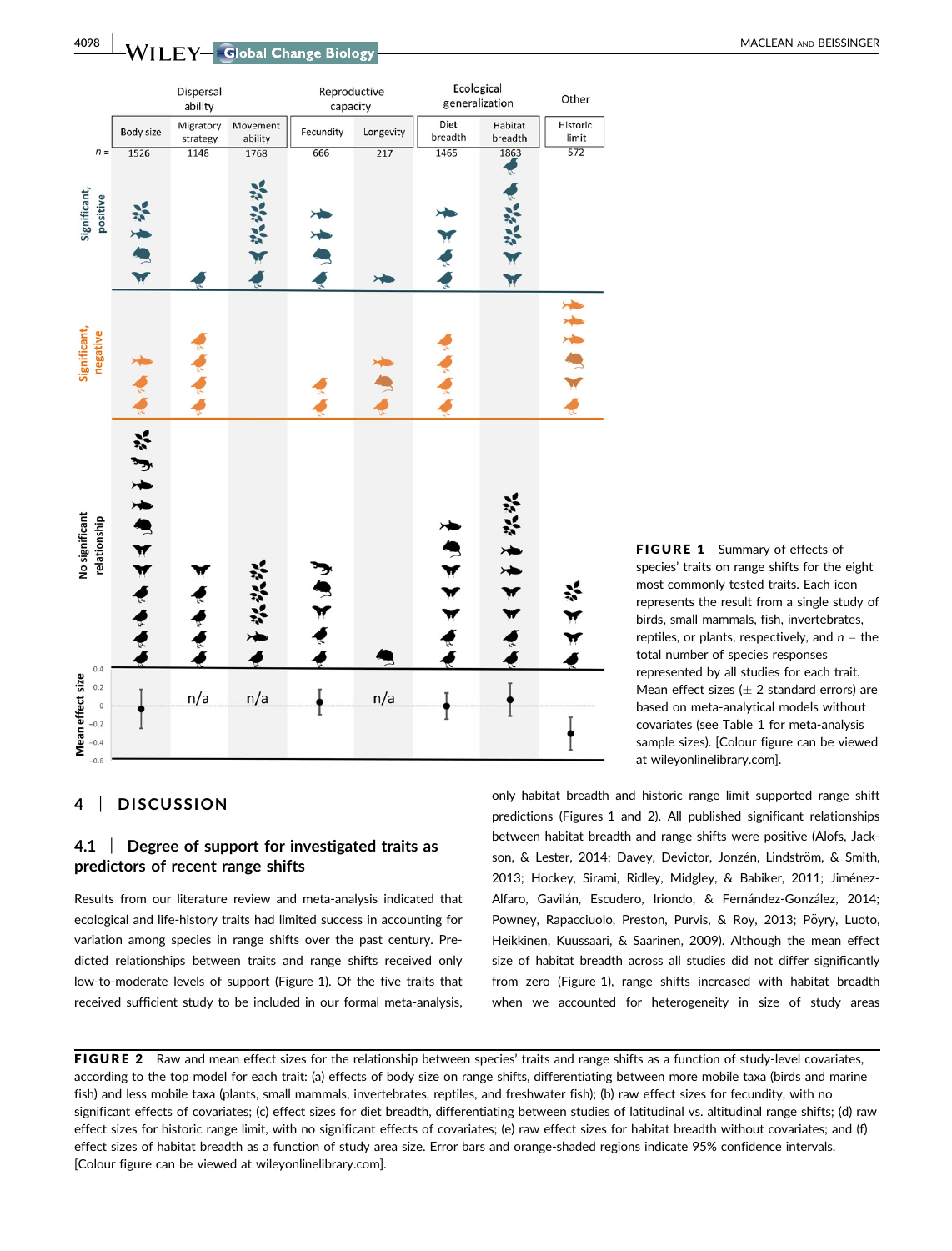**FIGURE 1** Summary of effects of species' traits on range shifts for the eight most commonly tested traits. Each icon represents the result from a single study of birds, small mammals, fish, invertebrates, reptiles, or plants, respectively, and $n$ = the total number of species responses represented by all studies for each trait. Mean effect sizes (± 2 standard errors) are based on meta-analytical models without covariates (see Table 1 for meta-analysis sample sizes). [Colour figure can be viewed at wileyonlinelibrary.com].

## 4 | DISCUSSION

### 4.1 | Degree of support for investigated traits as predictors of recent range shifts

Results from our literature review and meta-analysis indicated that ecological and life-history traits had limited success in accounting for variation among species in range shifts over the past century. Predicted relationships between traits and range shifts received only low-to-moderate levels of support (Figure 1). Of the five traits that received sufficient study to be included in our formal meta-analysis, only habitat breadth and historic range limit supported range shift predictions (Figures 1 and 2). All published significant relationships between habitat breadth and range shifts were positive (Alofs, Jackson, & Lester, 2014; Davey, Devictor, Jonzén, Lindström, & Smith, 2013; Hockey, Sirami, Ridley, Midgley, & Babiker, 2011; Jiménez-Alfaro, Gavilán, Escudero, Iriondo, & Fernández-González, 2014; Powney, Rapacciuolo, Preston, Purvis, & Roy, 2013; Pöyry, Luoto, Heikkinen, Kuussaari, & Saarinen, 2009). Although the mean effect size of habitat breadth across all studies did not differ significantly from zero (Figure 1), range shifts increased with habitat breadth when we accounted for heterogeneity in size of study areas

**FIGURE 2** Raw and mean effect sizes for the relationship between species' traits and range shifts as a function of study-level covariates, according to the top model for each trait: (a) effects of body size on range shifts, differentiating between more mobile taxa (birds and marine fish) and less mobile taxa (plants, small mammals, invertebrates, reptiles, and freshwater fish); (b) raw effect sizes for fecundity, with no significant effects of covariates; (c) effect sizes for diet breadth, differentiating between studies of latitudinal vs. altitudinal range shifts; (d) raw effect sizes for historic range limit, with no significant effects of covariates; (e) raw effect sizes for habitat breadth without covariates; and (f) effect sizes of habitat breadth as a function of study area size. Error bars and orange-shaded regions indicate 95% confidence intervals. [Colour figure can be viewed at wileyonlinelibrary.com].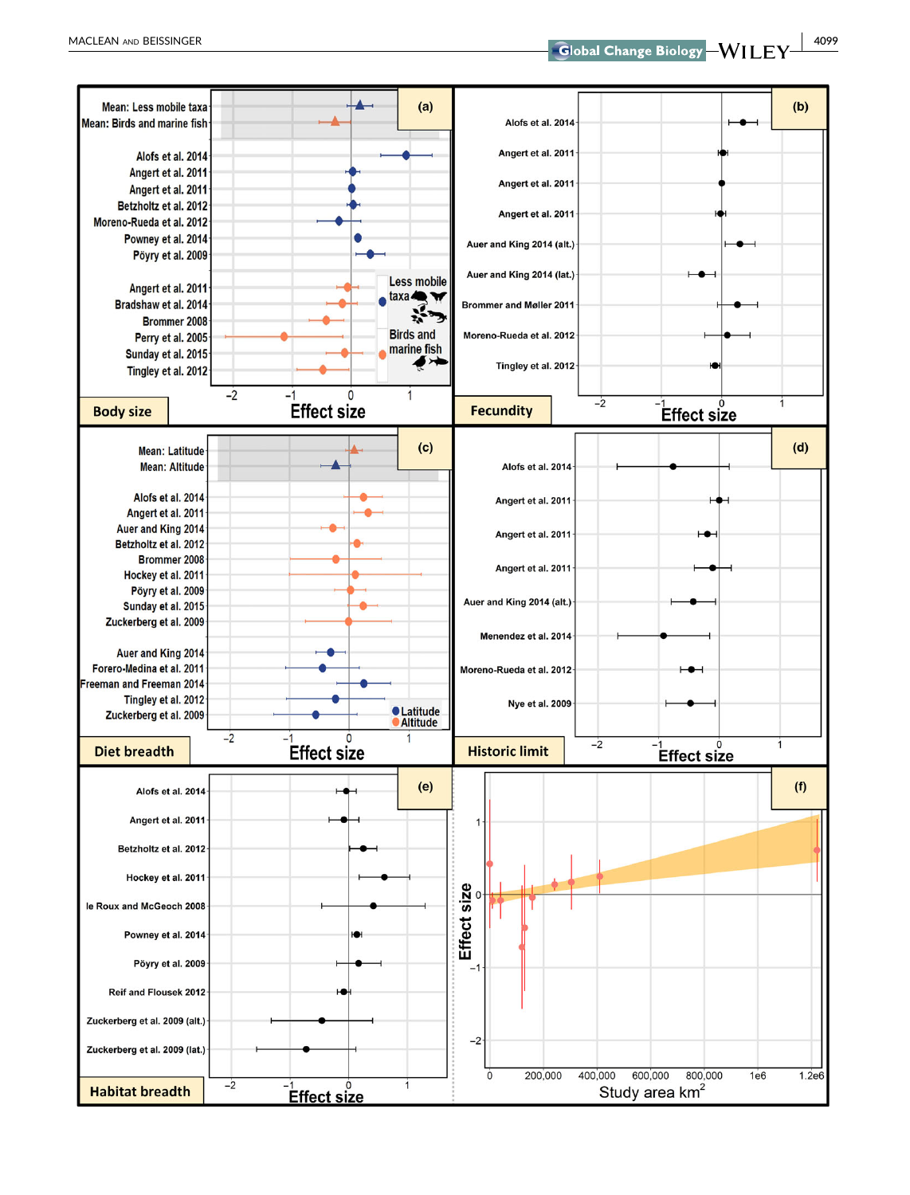**(a) Body size**

Mean: Less mobile taxa
Mean: Birds and marine fish

Alofs et al. 2014
Angert et al. 2011
Angert et al. 2011
Betzholtz et al. 2012
Moreno-Rueda et al. 2012
Powney et al. 2014
Pöyry et al. 2009

Angert et al. 2011
Bradshaw et al. 2014
Brommer 2008
Perry et al. 2005
Sunday et al. 2015
Tingley et al. 2012

Less mobile taxa
Birds and marine fish

Effect size: −2, −1, 0, 1

**(b) Fecundity**

Alofs et al. 2014
Angert et al. 2011
Angert et al. 2011
Angert et al. 2011
Auer and King 2014 (alt.)
Auer and King 2014 (lat.)
Brommer and Møller 2011
Moreno-Rueda et al. 2012
Tingley et al. 2012

Effect size: −2, −1, 0, 1

**(c) Diet breadth**

Mean: Latitude
Mean: Altitude

Alofs et al. 2014
Angert et al. 2011
Auer and King 2014
Betzholtz et al. 2012
Brommer 2008
Hockey et al. 2011
Pöyry et al. 2009
Sunday et al. 2015
Zuckerberg et al. 2009

Auer and King 2014
Forero-Medina et al. 2011
Freeman and Freeman 2014
Tingley et al. 2012
Zuckerberg et al. 2009

Latitude
Altitude

Effect size: −2, −1, 0, 1

**(d) Historic limit**

Alofs et al. 2014
Angert et al. 2011
Angert et al. 2011
Angert et al. 2011
Auer and King 2014 (alt.)
Menendez et al. 2014
Moreno-Rueda et al. 2012
Nye et al. 2009

Effect size: −2, −1, 0, 1

**(e) Habitat breadth**

Alofs et al. 2014
Angert et al. 2011
Betzholtz et al. 2012
Hockey et al. 2011
le Roux and McGeoch 2008
Powney et al. 2014
Pöyry et al. 2009
Reif and Flousek 2012
Zuckerberg et al. 2009 (alt.)
Zuckerberg et al. 2009 (lat.)

Effect size: −2, −1, 0, 1

**(f)**

Effect size: 1, 0, −1, −2

Study area km$^2$: 0, 200,000, 400,000, 600,000, 800,000, 1e6, 1.2e6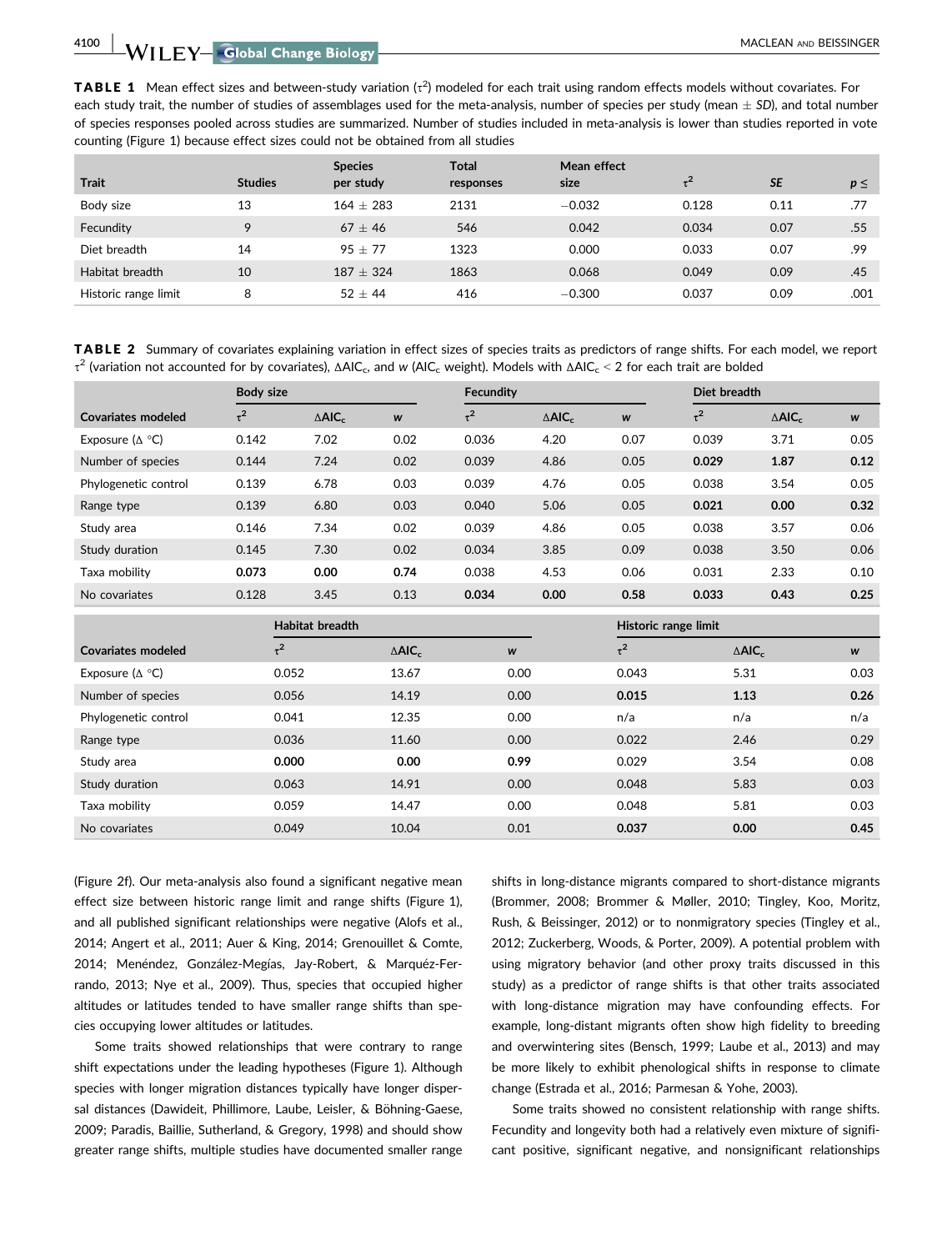**TABLE 1** Mean effect sizes and between-study variation ($\tau^2$) modeled for each trait using random effects models without covariates. For each study trait, the number of studies of assemblages used for the meta-analysis, number of species per study (mean ± *SD*), and total number of species responses pooled across studies are summarized. Number of studies included in meta-analysis is lower than studies reported in vote counting (Figure 1) because effect sizes could not be obtained from all studies

| Trait | Studies | Species per study | Total responses | Mean effect size | $\tau^2$ | *SE* | *p* ≤ |
|---|---|---|---|---|---|---|---|
| Body size | 13 | 164 ± 283 | 2131 | −0.032 | 0.128 | 0.11 | .77 |
| Fecundity | 9 | 67 ± 46 | 546 | 0.042 | 0.034 | 0.07 | .55 |
| Diet breadth | 14 | 95 ± 77 | 1323 | 0.000 | 0.033 | 0.07 | .99 |
| Habitat breadth | 10 | 187 ± 324 | 1863 | 0.068 | 0.049 | 0.09 | .45 |
| Historic range limit | 8 | 52 ± 44 | 416 | −0.300 | 0.037 | 0.09 | .001 |

**TABLE 2** Summary of covariates explaining variation in effect sizes of species traits as predictors of range shifts. For each model, we report $\tau^2$ (variation not accounted for by covariates), $\Delta AIC_c$, and *w* ($AIC_c$ weight). Models with $\Delta AIC_c$ < 2 for each trait are bolded

| | Body size | | | Fecundity | | | Diet breadth | | |
|---|---|---|---|---|---|---|---|---|---|
| Covariates modeled | $\tau^2$ | $\Delta AIC_c$ | *w* | $\tau^2$ | $\Delta AIC_c$ | *w* | $\tau^2$ | $\Delta AIC_c$ | *w* |
| Exposure (Δ °C) | 0.142 | 7.02 | 0.02 | 0.036 | 4.20 | 0.07 | 0.039 | 3.71 | 0.05 |
| Number of species | 0.144 | 7.24 | 0.02 | 0.039 | 4.86 | 0.05 | **0.029** | **1.87** | **0.12** |
| Phylogenetic control | 0.139 | 6.78 | 0.03 | 0.039 | 4.76 | 0.05 | 0.038 | 3.54 | 0.05 |
| Range type | 0.139 | 6.80 | 0.03 | 0.040 | 5.06 | 0.05 | **0.021** | **0.00** | **0.32** |
| Study area | 0.146 | 7.34 | 0.02 | 0.039 | 4.86 | 0.05 | 0.038 | 3.57 | 0.06 |
| Study duration | 0.145 | 7.30 | 0.02 | 0.034 | 3.85 | 0.09 | 0.038 | 3.50 | 0.06 |
| Taxa mobility | **0.073** | **0.00** | **0.74** | 0.038 | 4.53 | 0.06 | 0.031 | 2.33 | 0.10 |
| No covariates | 0.128 | 3.45 | 0.13 | **0.034** | **0.00** | **0.58** | **0.033** | **0.43** | **0.25** |

| | Habitat breadth | | | Historic range limit | | |
|---|---|---|---|---|---|---|
| Covariates modeled | $\tau^2$ | $\Delta AIC_c$ | *w* | $\tau^2$ | $\Delta AIC_c$ | *w* |
| Exposure (Δ °C) | 0.052 | 13.67 | 0.00 | 0.043 | 5.31 | 0.03 |
| Number of species | 0.056 | 14.19 | 0.00 | **0.015** | **1.13** | **0.26** |
| Phylogenetic control | 0.041 | 12.35 | 0.00 | n/a | n/a | n/a |
| Range type | 0.036 | 11.60 | 0.00 | 0.022 | 2.46 | 0.29 |
| Study area | **0.000** | **0.00** | **0.99** | 0.029 | 3.54 | 0.08 |
| Study duration | 0.063 | 14.91 | 0.00 | 0.048 | 5.83 | 0.03 |
| Taxa mobility | 0.059 | 14.47 | 0.00 | 0.048 | 5.81 | 0.03 |
| No covariates | 0.049 | 10.04 | 0.01 | **0.037** | **0.00** | **0.45** |

(Figure 2f). Our meta-analysis also found a significant negative mean effect size between historic range limit and range shifts (Figure 1), and all published significant relationships were negative (Alofs et al., 2014; Angert et al., 2011; Auer & King, 2014; Grenouillet & Comte, 2014; Menéndez, González-Megías, Jay-Robert, & Marquéz-Ferrando, 2013; Nye et al., 2009). Thus, species that occupied higher altitudes or latitudes tended to have smaller range shifts than species occupying lower altitudes or latitudes.

Some traits showed relationships that were contrary to range shift expectations under the leading hypotheses (Figure 1). Although species with longer migration distances typically have longer dispersal distances (Dawideit, Phillimore, Laube, Leisler, & Böhning-Gaese, 2009; Paradis, Baillie, Sutherland, & Gregory, 1998) and should show greater range shifts, multiple studies have documented smaller range shifts in long-distance migrants compared to short-distance migrants (Brommer, 2008; Brommer & Møller, 2010; Tingley, Koo, Moritz, Rush, & Beissinger, 2012) or to nonmigratory species (Tingley et al., 2012; Zuckerberg, Woods, & Porter, 2009). A potential problem with using migratory behavior (and other proxy traits discussed in this study) as a predictor of range shifts is that other traits associated with long-distance migration may have confounding effects. For example, long-distant migrants often show high fidelity to breeding and overwintering sites (Bensch, 1999; Laube et al., 2013) and may be more likely to exhibit phenological shifts in response to climate change (Estrada et al., 2016; Parmesan & Yohe, 2003).

Some traits showed no consistent relationship with range shifts. Fecundity and longevity both had a relatively even mixture of significant positive, significant negative, and nonsignificant relationships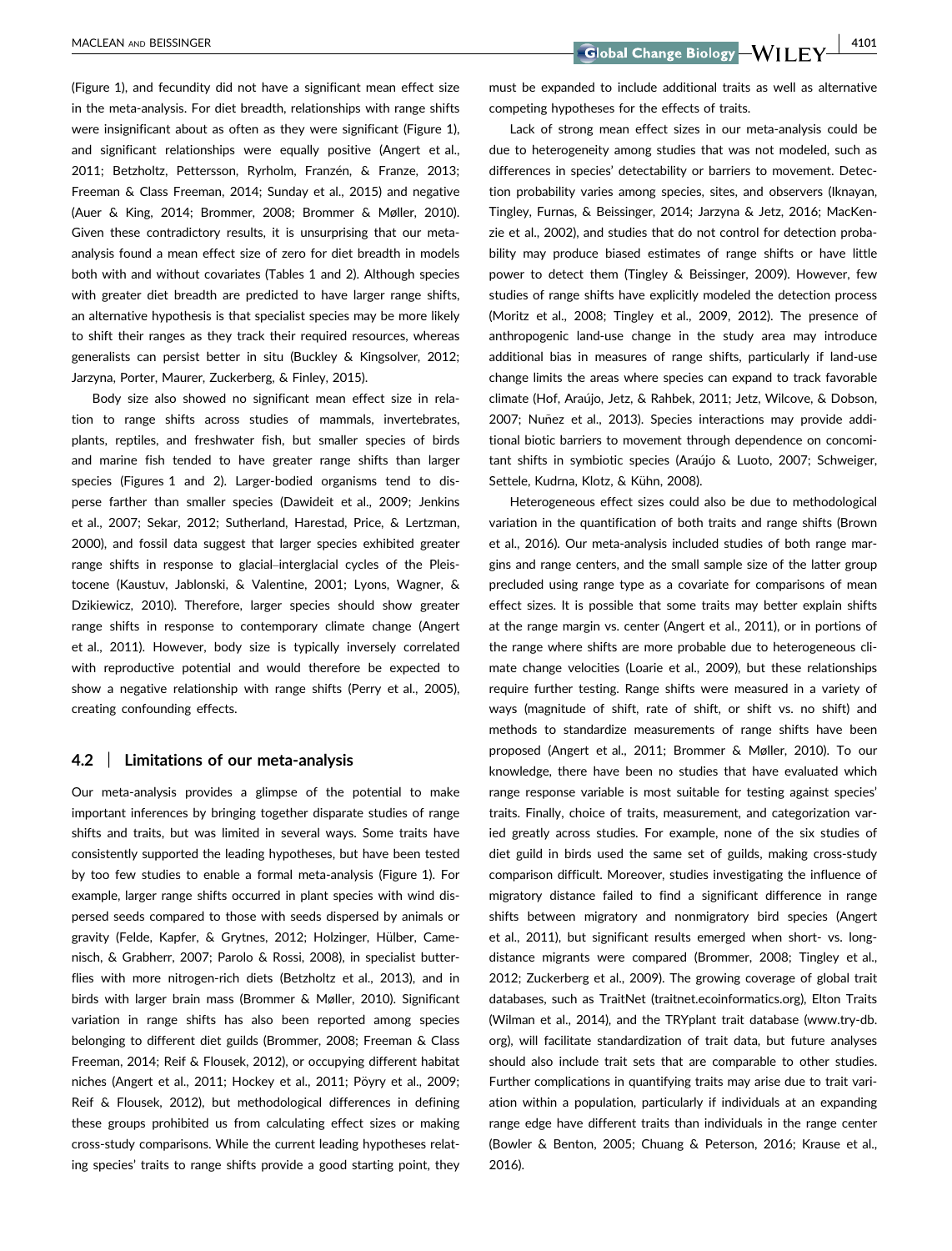(Figure 1), and fecundity did not have a significant mean effect size in the meta-analysis. For diet breadth, relationships with range shifts were insignificant about as often as they were significant (Figure 1), and significant relationships were equally positive (Angert et al., 2011; Betzholtz, Pettersson, Ryrholm, Franzén, & Franze, 2013; Freeman & Class Freeman, 2014; Sunday et al., 2015) and negative (Auer & King, 2014; Brommer, 2008; Brommer & Møller, 2010). Given these contradictory results, it is unsurprising that our meta-analysis found a mean effect size of zero for diet breadth in models both with and without covariates (Tables 1 and 2). Although species with greater diet breadth are predicted to have larger range shifts, an alternative hypothesis is that specialist species may be more likely to shift their ranges as they track their required resources, whereas generalists can persist better in situ (Buckley & Kingsolver, 2012; Jarzyna, Porter, Maurer, Zuckerberg, & Finley, 2015).

Body size also showed no significant mean effect size in relation to range shifts across studies of mammals, invertebrates, plants, reptiles, and freshwater fish, but smaller species of birds and marine fish tended to have greater range shifts than larger species (Figures 1 and 2). Larger-bodied organisms tend to disperse farther than smaller species (Dawideit et al., 2009; Jenkins et al., 2007; Sekar, 2012; Sutherland, Harestad, Price, & Lertzman, 2000), and fossil data suggest that larger species exhibited greater range shifts in response to glacial–interglacial cycles of the Pleistocene (Kaustuv, Jablonski, & Valentine, 2001; Lyons, Wagner, & Dzikiewicz, 2010). Therefore, larger species should show greater range shifts in response to contemporary climate change (Angert et al., 2011). However, body size is typically inversely correlated with reproductive potential and would therefore be expected to show a negative relationship with range shifts (Perry et al., 2005), creating confounding effects.

### 4.2 | Limitations of our meta-analysis

Our meta-analysis provides a glimpse of the potential to make important inferences by bringing together disparate studies of range shifts and traits, but was limited in several ways. Some traits have consistently supported the leading hypotheses, but have been tested by too few studies to enable a formal meta-analysis (Figure 1). For example, larger range shifts occurred in plant species with wind dispersed seeds compared to those with seeds dispersed by animals or gravity (Felde, Kapfer, & Grytnes, 2012; Holzinger, Hülber, Camenisch, & Grabherr, 2007; Parolo & Rossi, 2008), in specialist butterflies with more nitrogen-rich diets (Betzholtz et al., 2013), and in birds with larger brain mass (Brommer & Møller, 2010). Significant variation in range shifts has also been reported among species belonging to different diet guilds (Brommer, 2008; Freeman & Class Freeman, 2014; Reif & Flousek, 2012), or occupying different habitat niches (Angert et al., 2011; Hockey et al., 2011; Pöyry et al., 2009; Reif & Flousek, 2012), but methodological differences in defining these groups prohibited us from calculating effect sizes or making cross-study comparisons. While the current leading hypotheses relating species' traits to range shifts provide a good starting point, they must be expanded to include additional traits as well as alternative competing hypotheses for the effects of traits.

Lack of strong mean effect sizes in our meta-analysis could be due to heterogeneity among studies that was not modeled, such as differences in species' detectability or barriers to movement. Detection probability varies among species, sites, and observers (Iknayan, Tingley, Furnas, & Beissinger, 2014; Jarzyna & Jetz, 2016; MacKenzie et al., 2002), and studies that do not control for detection probability may produce biased estimates of range shifts or have little power to detect them (Tingley & Beissinger, 2009). However, few studies of range shifts have explicitly modeled the detection process (Moritz et al., 2008; Tingley et al., 2009, 2012). The presence of anthropogenic land-use change in the study area may introduce additional bias in measures of range shifts, particularly if land-use change limits the areas where species can expand to track favorable climate (Hof, Araújo, Jetz, & Rahbek, 2011; Jetz, Wilcove, & Dobson, 2007; Nuñez et al., 2013). Species interactions may provide additional biotic barriers to movement through dependence on concomitant shifts in symbiotic species (Araújo & Luoto, 2007; Schweiger, Settele, Kudrna, Klotz, & Kühn, 2008).

Heterogeneous effect sizes could also be due to methodological variation in the quantification of both traits and range shifts (Brown et al., 2016). Our meta-analysis included studies of both range margins and range centers, and the small sample size of the latter group precluded using range type as a covariate for comparisons of mean effect sizes. It is possible that some traits may better explain shifts at the range margin vs. center (Angert et al., 2011), or in portions of the range where shifts are more probable due to heterogeneous climate change velocities (Loarie et al., 2009), but these relationships require further testing. Range shifts were measured in a variety of ways (magnitude of shift, rate of shift, or shift vs. no shift) and methods to standardize measurements of range shifts have been proposed (Angert et al., 2011; Brommer & Møller, 2010). To our knowledge, there have been no studies that have evaluated which range response variable is most suitable for testing against species' traits. Finally, choice of traits, measurement, and categorization varied greatly across studies. For example, none of the six studies of diet guild in birds used the same set of guilds, making cross-study comparison difficult. Moreover, studies investigating the influence of migratory distance failed to find a significant difference in range shifts between migratory and nonmigratory bird species (Angert et al., 2011), but significant results emerged when short- vs. long-distance migrants were compared (Brommer, 2008; Tingley et al., 2012; Zuckerberg et al., 2009). The growing coverage of global trait databases, such as TraitNet (traitnet.ecoinformatics.org), Elton Traits (Wilman et al., 2014), and the TRYplant trait database (www.try-db.org), will facilitate standardization of trait data, but future analyses should also include trait sets that are comparable to other studies. Further complications in quantifying traits may arise due to trait variation within a population, particularly if individuals at an expanding range edge have different traits than individuals in the range center (Bowler & Benton, 2005; Chuang & Peterson, 2016; Krause et al., 2016).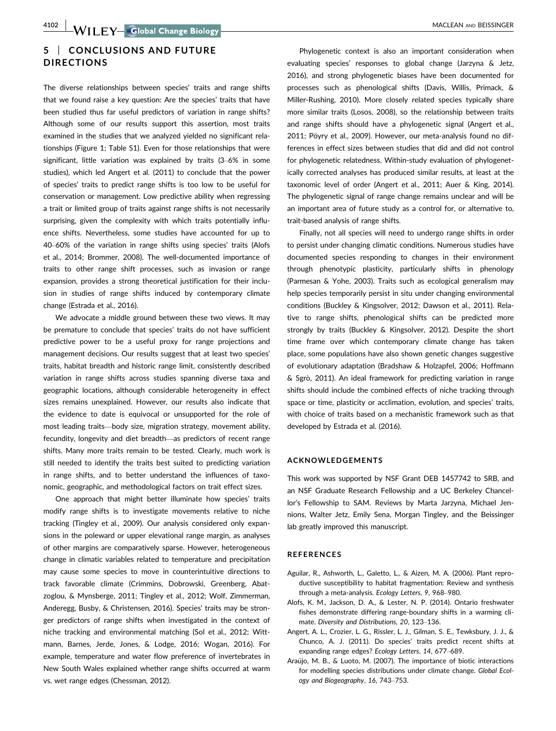## 5 | CONCLUSIONS AND FUTURE DIRECTIONS

The diverse relationships between species' traits and range shifts that we found raise a key question: Are the species' traits that have been studied thus far useful predictors of variation in range shifts? Although some of our results support this assertion, most traits examined in the studies that we analyzed yielded no significant relationships (Figure 1; Table S1). Even for those relationships that were significant, little variation was explained by traits (3–6% in some studies), which led Angert et al. (2011) to conclude that the power of species' traits to predict range shifts is too low to be useful for conservation or management. Low predictive ability when regressing a trait or limited group of traits against range shifts is not necessarily surprising, given the complexity with which traits potentially influence shifts. Nevertheless, some studies have accounted for up to 40–60% of the variation in range shifts using species' traits (Alofs et al., 2014; Brommer, 2008). The well-documented importance of traits to other range shift processes, such as invasion or range expansion, provides a strong theoretical justification for their inclusion in studies of range shifts induced by contemporary climate change (Estrada et al., 2016).

We advocate a middle ground between these two views. It may be premature to conclude that species' traits do not have sufficient predictive power to be a useful proxy for range projections and management decisions. Our results suggest that at least two species' traits, habitat breadth and historic range limit, consistently described variation in range shifts across studies spanning diverse taxa and geographic locations, although considerable heterogeneity in effect sizes remains unexplained. However, our results also indicate that the evidence to date is equivocal or unsupported for the role of most leading traits—body size, migration strategy, movement ability, fecundity, longevity and diet breadth—as predictors of recent range shifts. Many more traits remain to be tested. Clearly, much work is still needed to identify the traits best suited to predicting variation in range shifts, and to better understand the influences of taxonomic, geographic, and methodological factors on trait effect sizes.

One approach that might better illuminate how species' traits modify range shifts is to investigate movements relative to niche tracking (Tingley et al., 2009). Our analysis considered only expansions in the poleward or upper elevational range margin, as analyses of other margins are comparatively sparse. However, heterogeneous change in climatic variables related to temperature and precipitation may cause some species to move in counterintuitive directions to track favorable climate (Crimmins, Dobrowski, Greenberg, Abatzoglou, & Mynsberge, 2011; Tingley et al., 2012; Wolf, Zimmerman, Anderegg, Busby, & Christensen, 2016). Species' traits may be stronger predictors of range shifts when investigated in the context of niche tracking and environmental matching (Sol et al., 2012; Wittmann, Barnes, Jerde, Jones, & Lodge, 2016; Wogan, 2016). For example, temperature and water flow preference of invertebrates in New South Wales explained whether range shifts occurred at warm vs. wet range edges (Chessman, 2012).

Phylogenetic context is also an important consideration when evaluating species' responses to global change (Jarzyna & Jetz, 2016), and strong phylogenetic biases have been documented for processes such as phenological shifts (Davis, Willis, Primack, & Miller-Rushing, 2010). More closely related species typically share more similar traits (Losos, 2008), so the relationship between traits and range shifts should have a phylogenetic signal (Angert et al., 2011; Pöyry et al., 2009). However, our meta-analysis found no differences in effect sizes between studies that did and did not control for phylogenetic relatedness. Within-study evaluation of phylogenetically corrected analyses has produced similar results, at least at the taxonomic level of order (Angert et al., 2011; Auer & King, 2014). The phylogenetic signal of range change remains unclear and will be an important area of future study as a control for, or alternative to, trait-based analysis of range shifts.

Finally, not all species will need to undergo range shifts in order to persist under changing climatic conditions. Numerous studies have documented species responding to changes in their environment through phenotypic plasticity, particularly shifts in phenology (Parmesan & Yohe, 2003). Traits such as ecological generalism may help species temporarily persist in situ under changing environmental conditions (Buckley & Kingsolver, 2012; Dawson et al., 2011). Relative to range shifts, phenological shifts can be predicted more strongly by traits (Buckley & Kingsolver, 2012). Despite the short time frame over which contemporary climate change has taken place, some populations have also shown genetic changes suggestive of evolutionary adaptation (Bradshaw & Holzapfel, 2006; Hoffmann & Sgrò, 2011). An ideal framework for predicting variation in range shifts should include the combined effects of niche tracking through space or time, plasticity or acclimation, evolution, and species' traits, with choice of traits based on a mechanistic framework such as that developed by Estrada et al. (2016).

## ACKNOWLEDGEMENTS

This work was supported by NSF Grant DEB 1457742 to SRB, and an NSF Graduate Research Fellowship and a UC Berkeley Chancellor's Fellowship to SAM. Reviews by Marta Jarzyna, Michael Jennions, Walter Jetz, Emily Sena, Morgan Tingley, and the Beissinger lab greatly improved this manuscript.

## REFERENCES

Aguilar, R., Ashworth, L., Galetto, L., & Aizen, M. A. (2006). Plant reproductive susceptibility to habitat fragmentation: Review and synthesis through a meta-analysis. *Ecology Letters*, *9*, 968–980.

Alofs, K. M., Jackson, D. A., & Lester, N. P. (2014). Ontario freshwater fishes demonstrate differing range-boundary shifts in a warming climate. *Diversity and Distributions*, *20*, 123–136.

Angert, A. L., Crozier, L. G., Rissler, L. J., Gilman, S. E., Tewksbury, J. J., & Chunco, A. J. (2011). Do species' traits predict recent shifts at expanding range edges? *Ecology Letters*, *14*, 677–689.

Araújo, M. B., & Luoto, M. (2007). The importance of biotic interactions for modelling species distributions under climate change. *Global Ecology and Biogeography*, *16*, 743–753.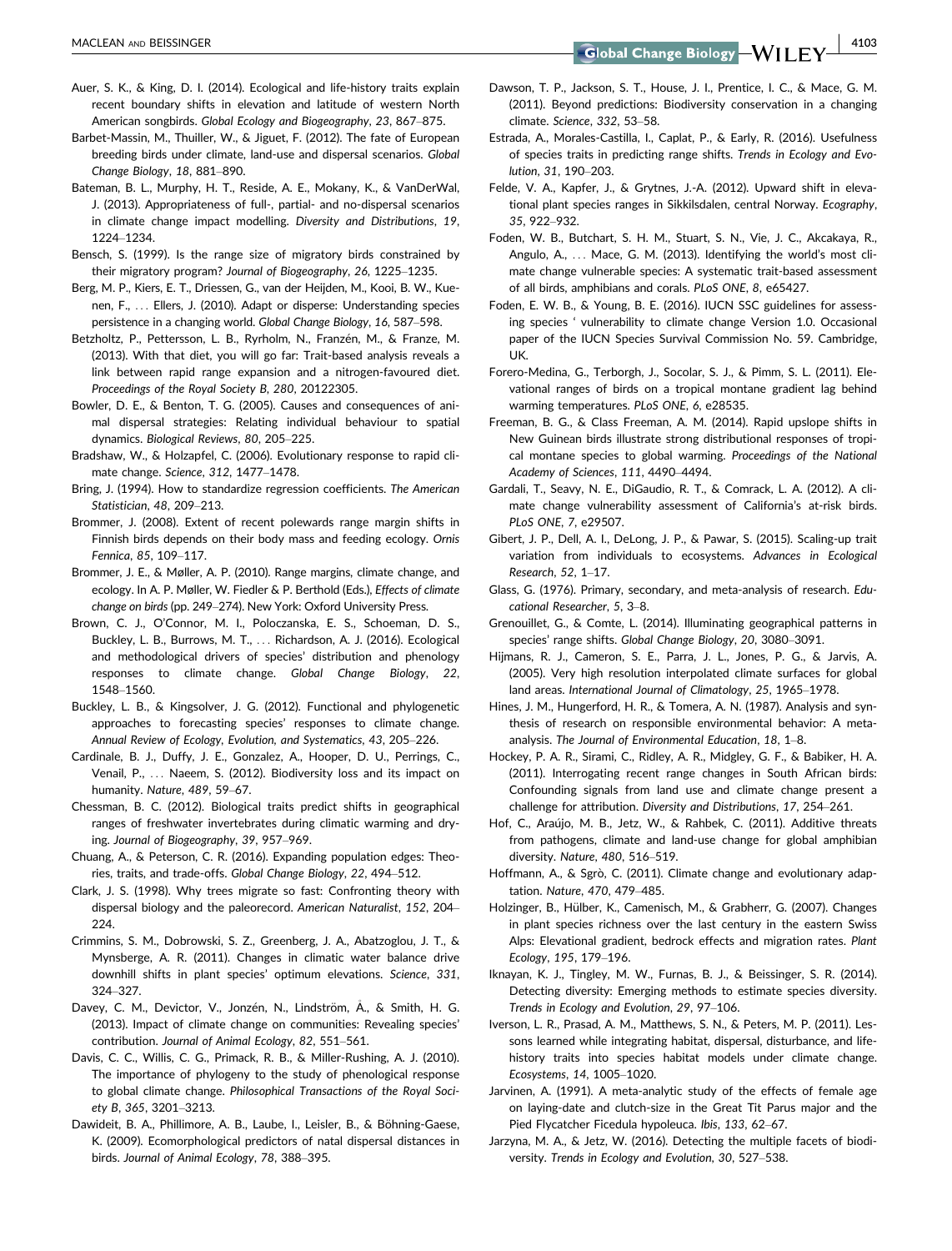Auer, S. K., & King, D. I. (2014). Ecological and life-history traits explain recent boundary shifts in elevation and latitude of western North American songbirds. *Global Ecology and Biogeography*, *23*, 867–875.

Barbet-Massin, M., Thuiller, W., & Jiguet, F. (2012). The fate of European breeding birds under climate, land-use and dispersal scenarios. *Global Change Biology*, *18*, 881–890.

Bateman, B. L., Murphy, H. T., Reside, A. E., Mokany, K., & VanDerWal, J. (2013). Appropriateness of full-, partial- and no-dispersal scenarios in climate change impact modelling. *Diversity and Distributions*, *19*, 1224–1234.

Bensch, S. (1999). Is the range size of migratory birds constrained by their migratory program? *Journal of Biogeography*, *26*, 1225–1235.

Berg, M. P., Kiers, E. T., Driessen, G., van der Heijden, M., Kooi, B. W., Kuenen, F., … Ellers, J. (2010). Adapt or disperse: Understanding species persistence in a changing world. *Global Change Biology*, *16*, 587–598.

Betzholtz, P., Pettersson, L. B., Ryrholm, N., Franzén, M., & Franze, M. (2013). With that diet, you will go far: Trait-based analysis reveals a link between rapid range expansion and a nitrogen-favoured diet. *Proceedings of the Royal Society B*, *280*, 20122305.

Bowler, D. E., & Benton, T. G. (2005). Causes and consequences of animal dispersal strategies: Relating individual behaviour to spatial dynamics. *Biological Reviews*, *80*, 205–225.

Bradshaw, W., & Holzapfel, C. (2006). Evolutionary response to rapid climate change. *Science*, *312*, 1477–1478.

Bring, J. (1994). How to standardize regression coefficients. *The American Statistician*, *48*, 209–213.

Brommer, J. (2008). Extent of recent polewards range margin shifts in Finnish birds depends on their body mass and feeding ecology. *Ornis Fennica*, *85*, 109–117.

Brommer, J. E., & Møller, A. P. (2010). Range margins, climate change, and ecology. In A. P. Møller, W. Fiedler & P. Berthold (Eds.), *Effects of climate change on birds* (pp. 249–274). New York: Oxford University Press.

Brown, C. J., O'Connor, M. I., Poloczanska, E. S., Schoeman, D. S., Buckley, L. B., Burrows, M. T., … Richardson, A. J. (2016). Ecological and methodological drivers of species' distribution and phenology responses to climate change. *Global Change Biology*, *22*, 1548–1560.

Buckley, L. B., & Kingsolver, J. G. (2012). Functional and phylogenetic approaches to forecasting species' responses to climate change. *Annual Review of Ecology, Evolution, and Systematics*, *43*, 205–226.

Cardinale, B. J., Duffy, J. E., Gonzalez, A., Hooper, D. U., Perrings, C., Venail, P., … Naeem, S. (2012). Biodiversity loss and its impact on humanity. *Nature*, *489*, 59–67.

Chessman, B. C. (2012). Biological traits predict shifts in geographical ranges of freshwater invertebrates during climatic warming and drying. *Journal of Biogeography*, *39*, 957–969.

Chuang, A., & Peterson, C. R. (2016). Expanding population edges: Theories, traits, and trade-offs. *Global Change Biology*, *22*, 494–512.

Clark, J. S. (1998). Why trees migrate so fast: Confronting theory with dispersal biology and the paleorecord. *American Naturalist*, *152*, 204–224.

Crimmins, S. M., Dobrowski, S. Z., Greenberg, J. A., Abatzoglou, J. T., & Mynsberge, A. R. (2011). Changes in climatic water balance drive downhill shifts in plant species' optimum elevations. *Science*, *331*, 324–327.

Davey, C. M., Devictor, V., Jonzén, N., Lindström, Å., & Smith, H. G. (2013). Impact of climate change on communities: Revealing species' contribution. *Journal of Animal Ecology*, *82*, 551–561.

Davis, C. C., Willis, C. G., Primack, R. B., & Miller-Rushing, A. J. (2010). The importance of phylogeny to the study of phenological response to global climate change. *Philosophical Transactions of the Royal Society B*, *365*, 3201–3213.

Dawideit, B. A., Phillimore, A. B., Laube, I., Leisler, B., & Böhning-Gaese, K. (2009). Ecomorphological predictors of natal dispersal distances in birds. *Journal of Animal Ecology*, *78*, 388–395.

Dawson, T. P., Jackson, S. T., House, J. I., Prentice, I. C., & Mace, G. M. (2011). Beyond predictions: Biodiversity conservation in a changing climate. *Science*, *332*, 53–58.

Estrada, A., Morales-Castilla, I., Caplat, P., & Early, R. (2016). Usefulness of species traits in predicting range shifts. *Trends in Ecology and Evolution*, *31*, 190–203.

Felde, V. A., Kapfer, J., & Grytnes, J.-A. (2012). Upward shift in elevational plant species ranges in Sikkilsdalen, central Norway. *Ecography*, *35*, 922–932.

Foden, W. B., Butchart, S. H. M., Stuart, S. N., Vie, J. C., Akcakaya, R., Angulo, A., … Mace, G. M. (2013). Identifying the world's most climate change vulnerable species: A systematic trait-based assessment of all birds, amphibians and corals. *PLoS ONE*, *8*, e65427.

Foden, E. W. B., & Young, B. E. (2016). IUCN SSC guidelines for assessing species ' vulnerability to climate change Version 1.0. Occasional paper of the IUCN Species Survival Commission No. 59. Cambridge, UK.

Forero-Medina, G., Terborgh, J., Socolar, S. J., & Pimm, S. L. (2011). Elevational ranges of birds on a tropical montane gradient lag behind warming temperatures. *PLoS ONE*, *6*, e28535.

Freeman, B. G., & Class Freeman, A. M. (2014). Rapid upslope shifts in New Guinean birds illustrate strong distributional responses of tropical montane species to global warming. *Proceedings of the National Academy of Sciences*, *111*, 4490–4494.

Gardali, T., Seavy, N. E., DiGaudio, R. T., & Comrack, L. A. (2012). A climate change vulnerability assessment of California's at-risk birds. *PLoS ONE*, *7*, e29507.

Gibert, J. P., Dell, A. I., DeLong, J. P., & Pawar, S. (2015). Scaling-up trait variation from individuals to ecosystems. *Advances in Ecological Research*, *52*, 1–17.

Glass, G. (1976). Primary, secondary, and meta-analysis of research. *Educational Researcher*, *5*, 3–8.

Grenouillet, G., & Comte, L. (2014). Illuminating geographical patterns in species' range shifts. *Global Change Biology*, *20*, 3080–3091.

Hijmans, R. J., Cameron, S. E., Parra, J. L., Jones, P. G., & Jarvis, A. (2005). Very high resolution interpolated climate surfaces for global land areas. *International Journal of Climatology*, *25*, 1965–1978.

Hines, J. M., Hungerford, H. R., & Tomera, A. N. (1987). Analysis and synthesis of research on responsible environmental behavior: A meta-analysis. *The Journal of Environmental Education*, *18*, 1–8.

Hockey, P. A. R., Sirami, C., Ridley, A. R., Midgley, G. F., & Babiker, H. A. (2011). Interrogating recent range changes in South African birds: Confounding signals from land use and climate change present a challenge for attribution. *Diversity and Distributions*, *17*, 254–261.

Hof, C., Araújo, M. B., Jetz, W., & Rahbek, C. (2011). Additive threats from pathogens, climate and land-use change for global amphibian diversity. *Nature*, *480*, 516–519.

Hoffmann, A., & Sgrò, C. (2011). Climate change and evolutionary adaptation. *Nature*, *470*, 479–485.

Holzinger, B., Hülber, K., Camenisch, M., & Grabherr, G. (2007). Changes in plant species richness over the last century in the eastern Swiss Alps: Elevational gradient, bedrock effects and migration rates. *Plant Ecology*, *195*, 179–196.

Iknayan, K. J., Tingley, M. W., Furnas, B. J., & Beissinger, S. R. (2014). Detecting diversity: Emerging methods to estimate species diversity. *Trends in Ecology and Evolution*, *29*, 97–106.

Iverson, L. R., Prasad, A. M., Matthews, S. N., & Peters, M. P. (2011). Lessons learned while integrating habitat, dispersal, disturbance, and life-history traits into species habitat models under climate change. *Ecosystems*, *14*, 1005–1020.

Jarvinen, A. (1991). A meta-analytic study of the effects of female age on laying-date and clutch-size in the Great Tit Parus major and the Pied Flycatcher Ficedula hypoleuca. *Ibis*, *133*, 62–67.

Jarzyna, M. A., & Jetz, W. (2016). Detecting the multiple facets of biodiversity. *Trends in Ecology and Evolution*, *30*, 527–538.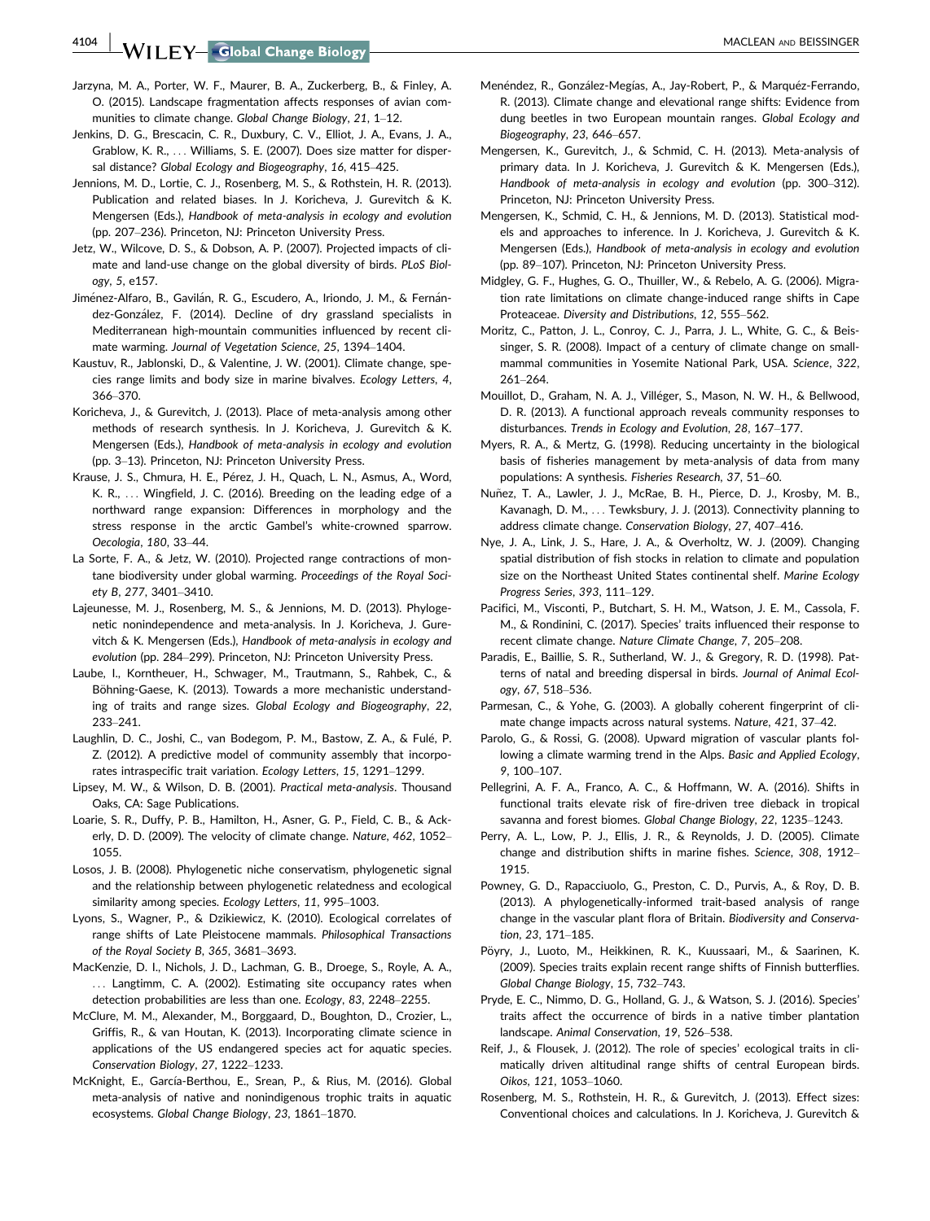Jarzyna, M. A., Porter, W. F., Maurer, B. A., Zuckerberg, B., & Finley, A. O. (2015). Landscape fragmentation affects responses of avian communities to climate change. *Global Change Biology*, *21*, 1–12.

Jenkins, D. G., Brescacin, C. R., Duxbury, C. V., Elliot, J. A., Evans, J. A., Grablow, K. R., … Williams, S. E. (2007). Does size matter for dispersal distance? *Global Ecology and Biogeography*, *16*, 415–425.

Jennions, M. D., Lortie, C. J., Rosenberg, M. S., & Rothstein, H. R. (2013). Publication and related biases. In J. Koricheva, J. Gurevitch & K. Mengersen (Eds.), *Handbook of meta-analysis in ecology and evolution* (pp. 207–236). Princeton, NJ: Princeton University Press.

Jetz, W., Wilcove, D. S., & Dobson, A. P. (2007). Projected impacts of climate and land-use change on the global diversity of birds. *PLoS Biology*, *5*, e157.

Jiménez-Alfaro, B., Gavilán, R. G., Escudero, A., Iriondo, J. M., & Fernández-González, F. (2014). Decline of dry grassland specialists in Mediterranean high-mountain communities influenced by recent climate warming. *Journal of Vegetation Science*, *25*, 1394–1404.

Kaustuv, R., Jablonski, D., & Valentine, J. W. (2001). Climate change, species range limits and body size in marine bivalves. *Ecology Letters*, *4*, 366–370.

Koricheva, J., & Gurevitch, J. (2013). Place of meta-analysis among other methods of research synthesis. In J. Koricheva, J. Gurevitch & K. Mengersen (Eds.), *Handbook of meta-analysis in ecology and evolution* (pp. 3–13). Princeton, NJ: Princeton University Press.

Krause, J. S., Chmura, H. E., Pérez, J. H., Quach, L. N., Asmus, A., Word, K. R., … Wingfield, J. C. (2016). Breeding on the leading edge of a northward range expansion: Differences in morphology and the stress response in the arctic Gambel's white-crowned sparrow. *Oecologia*, *180*, 33–44.

La Sorte, F. A., & Jetz, W. (2010). Projected range contractions of montane biodiversity under global warming. *Proceedings of the Royal Society B*, *277*, 3401–3410.

Lajeunesse, M. J., Rosenberg, M. S., & Jennions, M. D. (2013). Phylogenetic nonindependence and meta-analysis. In J. Koricheva, J. Gurevitch & K. Mengersen (Eds.), *Handbook of meta-analysis in ecology and evolution* (pp. 284–299). Princeton, NJ: Princeton University Press.

Laube, I., Korntheuer, H., Schwager, M., Trautmann, S., Rahbek, C., & Böhning-Gaese, K. (2013). Towards a more mechanistic understanding of traits and range sizes. *Global Ecology and Biogeography*, *22*, 233–241.

Laughlin, D. C., Joshi, C., van Bodegom, P. M., Bastow, Z. A., & Fulé, P. Z. (2012). A predictive model of community assembly that incorporates intraspecific trait variation. *Ecology Letters*, *15*, 1291–1299.

Lipsey, M. W., & Wilson, D. B. (2001). *Practical meta-analysis*. Thousand Oaks, CA: Sage Publications.

Loarie, S. R., Duffy, P. B., Hamilton, H., Asner, G. P., Field, C. B., & Ackerly, D. D. (2009). The velocity of climate change. *Nature*, *462*, 1052–1055.

Losos, J. B. (2008). Phylogenetic niche conservatism, phylogenetic signal and the relationship between phylogenetic relatedness and ecological similarity among species. *Ecology Letters*, *11*, 995–1003.

Lyons, S., Wagner, P., & Dzikiewicz, K. (2010). Ecological correlates of range shifts of Late Pleistocene mammals. *Philosophical Transactions of the Royal Society B*, *365*, 3681–3693.

MacKenzie, D. I., Nichols, J. D., Lachman, G. B., Droege, S., Royle, A. A., … Langtimm, C. A. (2002). Estimating site occupancy rates when detection probabilities are less than one. *Ecology*, *83*, 2248–2255.

McClure, M. M., Alexander, M., Borggaard, D., Boughton, D., Crozier, L., Griffis, R., & van Houtan, K. (2013). Incorporating climate science in applications of the US endangered species act for aquatic species. *Conservation Biology*, *27*, 1222–1233.

McKnight, E., García-Berthou, E., Srean, P., & Rius, M. (2016). Global meta-analysis of native and nonindigenous trophic traits in aquatic ecosystems. *Global Change Biology*, *23*, 1861–1870.

Menéndez, R., González-Megías, A., Jay-Robert, P., & Marquéz-Ferrando, R. (2013). Climate change and elevational range shifts: Evidence from dung beetles in two European mountain ranges. *Global Ecology and Biogeography*, *23*, 646–657.

Mengersen, K., Gurevitch, J., & Schmid, C. H. (2013). Meta-analysis of primary data. In J. Koricheva, J. Gurevitch & K. Mengersen (Eds.), *Handbook of meta-analysis in ecology and evolution* (pp. 300–312). Princeton, NJ: Princeton University Press.

Mengersen, K., Schmid, C. H., & Jennions, M. D. (2013). Statistical models and approaches to inference. In J. Koricheva, J. Gurevitch & K. Mengersen (Eds.), *Handbook of meta-analysis in ecology and evolution* (pp. 89–107). Princeton, NJ: Princeton University Press.

Midgley, G. F., Hughes, G. O., Thuiller, W., & Rebelo, A. G. (2006). Migration rate limitations on climate change-induced range shifts in Cape Proteaceae. *Diversity and Distributions*, *12*, 555–562.

Moritz, C., Patton, J. L., Conroy, C. J., Parra, J. L., White, G. C., & Beissinger, S. R. (2008). Impact of a century of climate change on small-mammal communities in Yosemite National Park, USA. *Science*, *322*, 261–264.

Mouillot, D., Graham, N. A. J., Villéger, S., Mason, N. W. H., & Bellwood, D. R. (2013). A functional approach reveals community responses to disturbances. *Trends in Ecology and Evolution*, *28*, 167–177.

Myers, R. A., & Mertz, G. (1998). Reducing uncertainty in the biological basis of fisheries management by meta-analysis of data from many populations: A synthesis. *Fisheries Research*, *37*, 51–60.

Nuñez, T. A., Lawler, J. J., McRae, B. H., Pierce, D. J., Krosby, M. B., Kavanagh, D. M., … Tewksbury, J. J. (2013). Connectivity planning to address climate change. *Conservation Biology*, *27*, 407–416.

Nye, J. A., Link, J. S., Hare, J. A., & Overholtz, W. J. (2009). Changing spatial distribution of fish stocks in relation to climate and population size on the Northeast United States continental shelf. *Marine Ecology Progress Series*, *393*, 111–129.

Pacifici, M., Visconti, P., Butchart, S. H. M., Watson, J. E. M., Cassola, F. M., & Rondinini, C. (2017). Species' traits influenced their response to recent climate change. *Nature Climate Change*, *7*, 205–208.

Paradis, E., Baillie, S. R., Sutherland, W. J., & Gregory, R. D. (1998). Patterns of natal and breeding dispersal in birds. *Journal of Animal Ecology*, *67*, 518–536.

Parmesan, C., & Yohe, G. (2003). A globally coherent fingerprint of climate change impacts across natural systems. *Nature*, *421*, 37–42.

Parolo, G., & Rossi, G. (2008). Upward migration of vascular plants following a climate warming trend in the Alps. *Basic and Applied Ecology*, *9*, 100–107.

Pellegrini, A. F. A., Franco, A. C., & Hoffmann, W. A. (2016). Shifts in functional traits elevate risk of fire-driven tree dieback in tropical savanna and forest biomes. *Global Change Biology*, *22*, 1235–1243.

Perry, A. L., Low, P. J., Ellis, J. R., & Reynolds, J. D. (2005). Climate change and distribution shifts in marine fishes. *Science*, *308*, 1912–1915.

Powney, G. D., Rapacciuolo, G., Preston, C. D., Purvis, A., & Roy, D. B. (2013). A phylogenetically-informed trait-based analysis of range change in the vascular plant flora of Britain. *Biodiversity and Conservation*, *23*, 171–185.

Pöyry, J., Luoto, M., Heikkinen, R. K., Kuussaari, M., & Saarinen, K. (2009). Species traits explain recent range shifts of Finnish butterflies. *Global Change Biology*, *15*, 732–743.

Pryde, E. C., Nimmo, D. G., Holland, G. J., & Watson, S. J. (2016). Species' traits affect the occurrence of birds in a native timber plantation landscape. *Animal Conservation*, *19*, 526–538.

Reif, J., & Flousek, J. (2012). The role of species' ecological traits in climatically driven altitudinal range shifts of central European birds. *Oikos*, *121*, 1053–1060.

Rosenberg, M. S., Rothstein, H. R., & Gurevitch, J. (2013). Effect sizes: Conventional choices and calculations. In J. Koricheva, J. Gurevitch &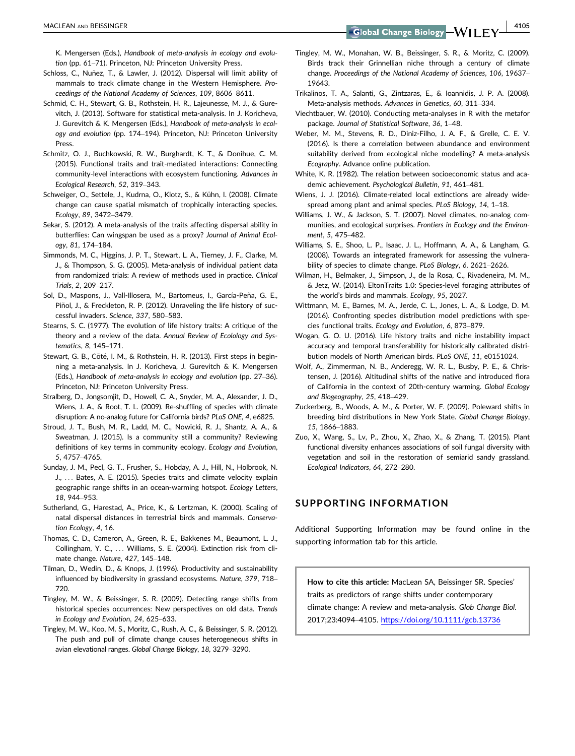K. Mengersen (Eds.), *Handbook of meta-analysis in ecology and evolution* (pp. 61–71). Princeton, NJ: Princeton University Press.

Schloss, C., Nuñez, T., & Lawler, J. (2012). Dispersal will limit ability of mammals to track climate change in the Western Hemisphere. *Proceedings of the National Academy of Sciences*, *109*, 8606–8611.

Schmid, C. H., Stewart, G. B., Rothstein, H. R., Lajeunesse, M. J., & Gurevitch, J. (2013). Software for statistical meta-analysis. In J. Koricheva, J. Gurevitch & K. Mengersen (Eds.), *Handbook of meta-analysis in ecology and evolution* (pp. 174–194). Princeton, NJ: Princeton University Press.

Schmitz, O. J., Buchkowski, R. W., Burghardt, K. T., & Donihue, C. M. (2015). Functional traits and trait-mediated interactions: Connecting community-level interactions with ecosystem functioning. *Advances in Ecological Research*, *52*, 319–343.

Schweiger, O., Settele, J., Kudrna, O., Klotz, S., & Kühn, I. (2008). Climate change can cause spatial mismatch of trophically interacting species. *Ecology*, *89*, 3472–3479.

Sekar, S. (2012). A meta-analysis of the traits affecting dispersal ability in butterflies: Can wingspan be used as a proxy? *Journal of Animal Ecology*, *81*, 174–184.

Simmonds, M. C., Higgins, J. P. T., Stewart, L. A., Tierney, J. F., Clarke, M. J., & Thompson, S. G. (2005). Meta-analysis of individual patient data from randomized trials: A review of methods used in practice. *Clinical Trials*, *2*, 209–217.

Sol, D., Maspons, J., Vall-Illosera, M., Bartomeus, I., García-Peña, G. E., Piñol, J., & Freckleton, R. P. (2012). Unraveling the life history of successful invaders. *Science*, *337*, 580–583.

Stearns, S. C. (1977). The evolution of life history traits: A critique of the theory and a review of the data. *Annual Review of Ecolology and Systematics*, *8*, 145–171.

Stewart, G. B., Côté, I. M., & Rothstein, H. R. (2013). First steps in beginning a meta-analysis. In J. Koricheva, J. Gurevitch & K. Mengersen (Eds.), *Handbook of meta-analysis in ecology and evolution* (pp. 27–36). Princeton, NJ: Princeton University Press.

Stralberg, D., Jongsomjit, D., Howell, C. A., Snyder, M. A., Alexander, J. D., Wiens, J. A., & Root, T. L. (2009). Re-shuffling of species with climate disruption: A no-analog future for California birds? *PLoS ONE*, *4*, e6825.

Stroud, J. T., Bush, M. R., Ladd, M. C., Nowicki, R. J., Shantz, A. A., & Sweatman, J. (2015). Is a community still a community? Reviewing definitions of key terms in community ecology. *Ecology and Evolution*, *5*, 4757–4765.

Sunday, J. M., Pecl, G. T., Frusher, S., Hobday, A. J., Hill, N., Holbrook, N. J., . . . Bates, A. E. (2015). Species traits and climate velocity explain geographic range shifts in an ocean-warming hotspot. *Ecology Letters*, *18*, 944–953.

Sutherland, G., Harestad, A., Price, K., & Lertzman, K. (2000). Scaling of natal dispersal distances in terrestrial birds and mammals. *Conservation Ecology*, *4*, 16.

Thomas, C. D., Cameron, A., Green, R. E., Bakkenes M., Beaumont, L. J., Collingham, Y. C., . . . Williams, S. E. (2004). Extinction risk from climate change. *Nature*, *427*, 145–148.

Tilman, D., Wedin, D., & Knops, J. (1996). Productivity and sustainability influenced by biodiversity in grassland ecosystems. *Nature*, *379*, 718–720.

Tingley, M. W., & Beissinger, S. R. (2009). Detecting range shifts from historical species occurrences: New perspectives on old data. *Trends in Ecology and Evolution*, *24*, 625–633.

Tingley, M. W., Koo, M. S., Moritz, C., Rush, A. C., & Beissinger, S. R. (2012). The push and pull of climate change causes heterogeneous shifts in avian elevational ranges. *Global Change Biology*, *18*, 3279–3290.

Tingley, M. W., Monahan, W. B., Beissinger, S. R., & Moritz, C. (2009). Birds track their Grinnellian niche through a century of climate change. *Proceedings of the National Academy of Sciences*, *106*, 19637–19643.

Trikalinos, T. A., Salanti, G., Zintzaras, E., & Ioannidis, J. P. A. (2008). Meta-analysis methods. *Advances in Genetics*, *60*, 311–334.

Viechtbauer, W. (2010). Conducting meta-analyses in R with the metafor package. *Journal of Statistical Software*, *36*, 1–48.

Weber, M. M., Stevens, R. D., Diniz-Filho, J. A. F., & Grelle, C. E. V. (2016). Is there a correlation between abundance and environment suitability derived from ecological niche modelling? A meta-analysis *Ecography*. Advance online publication.

White, K. R. (1982). The relation between socioeconomic status and academic achievement. *Psychological Bulletin*, *91*, 461–481.

Wiens, J. J. (2016). Climate-related local extinctions are already widespread among plant and animal species. *PLoS Biology*, *14*, 1–18.

Williams, J. W., & Jackson, S. T. (2007). Novel climates, no-analog communities, and ecological surprises. *Frontiers in Ecology and the Environment*, *5*, 475–482.

Williams, S. E., Shoo, L. P., Isaac, J. L., Hoffmann, A. A., & Langham, G. (2008). Towards an integrated framework for assessing the vulnerability of species to climate change. *PLoS Biology*, *6*, 2621–2626.

Wilman, H., Belmaker, J., Simpson, J., de la Rosa, C., Rivadeneira, M. M., & Jetz, W. (2014). EltonTraits 1.0: Species-level foraging attributes of the world's birds and mammals. *Ecology*, *95*, 2027.

Wittmann, M. E., Barnes, M. A., Jerde, C. L., Jones, L. A., & Lodge, D. M. (2016). Confronting species distribution model predictions with species functional traits. *Ecology and Evolution*, *6*, 873–879.

Wogan, G. O. U. (2016). Life history traits and niche instability impact accuracy and temporal transferability for historically calibrated distribution models of North American birds. *PLoS ONE*, *11*, e0151024.

Wolf, A., Zimmerman, N. B., Anderegg, W. R. L., Busby, P. E., & Christensen, J. (2016). Altitudinal shifts of the native and introduced flora of California in the context of 20th-century warming. *Global Ecology and Biogeography*, *25*, 418–429.

Zuckerberg, B., Woods, A. M., & Porter, W. F. (2009). Poleward shifts in breeding bird distributions in New York State. *Global Change Biology*, *15*, 1866–1883.

Zuo, X., Wang, S., Lv, P., Zhou, X., Zhao, X., & Zhang, T. (2015). Plant functional diversity enhances associations of soil fungal diversity with vegetation and soil in the restoration of semiarid sandy grassland. *Ecological Indicators*, *64*, 272–280.

## SUPPORTING INFORMATION

Additional Supporting Information may be found online in the supporting information tab for this article.

**How to cite this article:** MacLean SA, Beissinger SR. Species' traits as predictors of range shifts under contemporary climate change: A review and meta-analysis. *Glob Change Biol*. 2017;23:4094–4105. https://doi.org/10.1111/gcb.13736